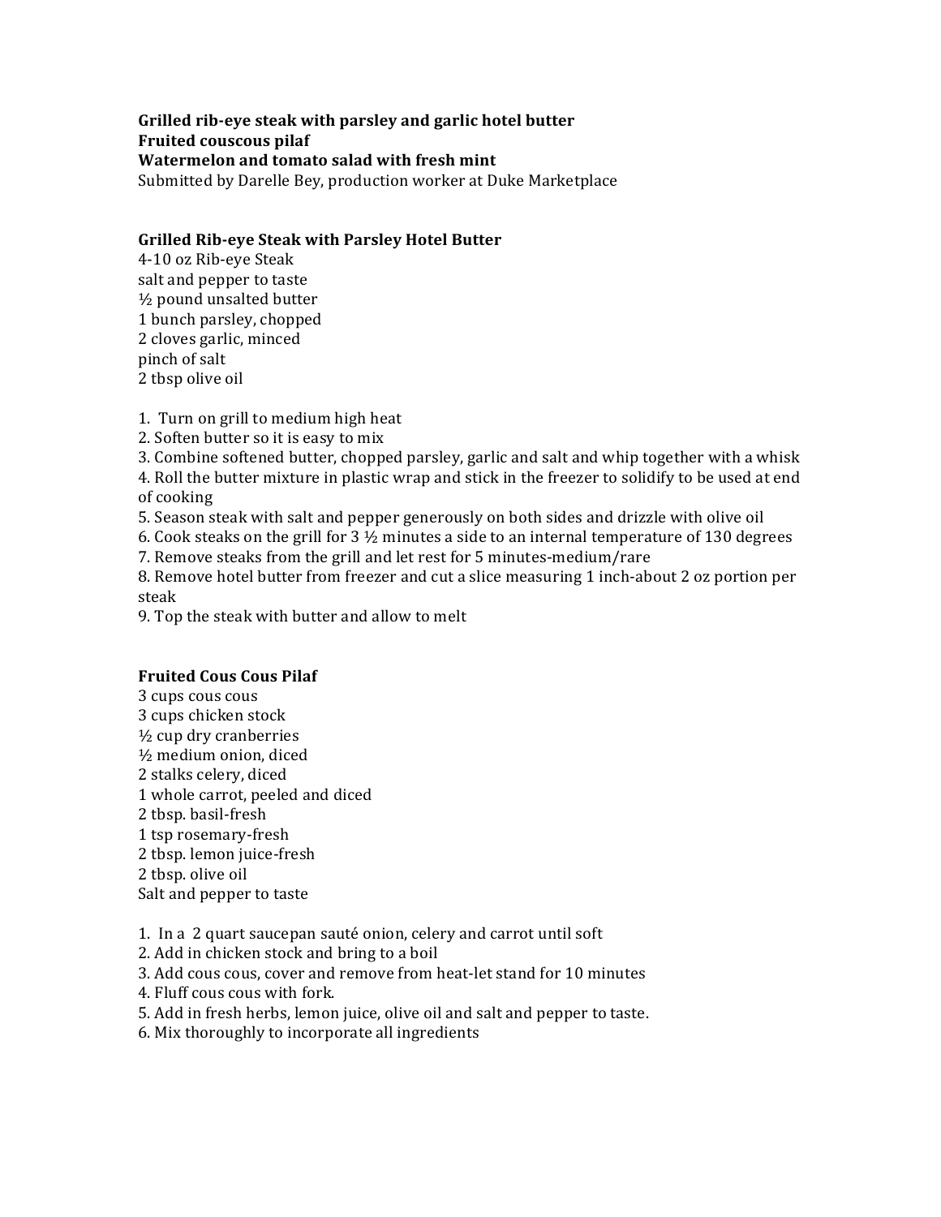**Grilled rib-eye steak with parsley and garlic hotel butter**
**Fruited couscous pilaf**
**Watermelon and tomato salad with fresh mint**
Submitted by Darelle Bey, production worker at Duke Marketplace

## Grilled Rib-eye Steak with Parsley Hotel Butter

4-10 oz Rib-eye Steak
salt and pepper to taste
½ pound unsalted butter
1 bunch parsley, chopped
2 cloves garlic, minced
pinch of salt
2 tbsp olive oil

1. Turn on grill to medium high heat
2. Soften butter so it is easy to mix
3. Combine softened butter, chopped parsley, garlic and salt and whip together with a whisk
4. Roll the butter mixture in plastic wrap and stick in the freezer to solidify to be used at end of cooking
5. Season steak with salt and pepper generously on both sides and drizzle with olive oil
6. Cook steaks on the grill for 3 ½ minutes a side to an internal temperature of 130 degrees
7. Remove steaks from the grill and let rest for 5 minutes-medium/rare
8. Remove hotel butter from freezer and cut a slice measuring 1 inch-about 2 oz portion per steak
9. Top the steak with butter and allow to melt

## Fruited Cous Cous Pilaf

3 cups cous cous
3 cups chicken stock
½ cup dry cranberries
½ medium onion, diced
2 stalks celery, diced
1 whole carrot, peeled and diced
2 tbsp. basil-fresh
1 tsp rosemary-fresh
2 tbsp. lemon juice-fresh
2 tbsp. olive oil
Salt and pepper to taste

1. In a 2 quart saucepan sauté onion, celery and carrot until soft
2. Add in chicken stock and bring to a boil
3. Add cous cous, cover and remove from heat-let stand for 10 minutes
4. Fluff cous cous with fork.
5. Add in fresh herbs, lemon juice, olive oil and salt and pepper to taste.
6. Mix thoroughly to incorporate all ingredients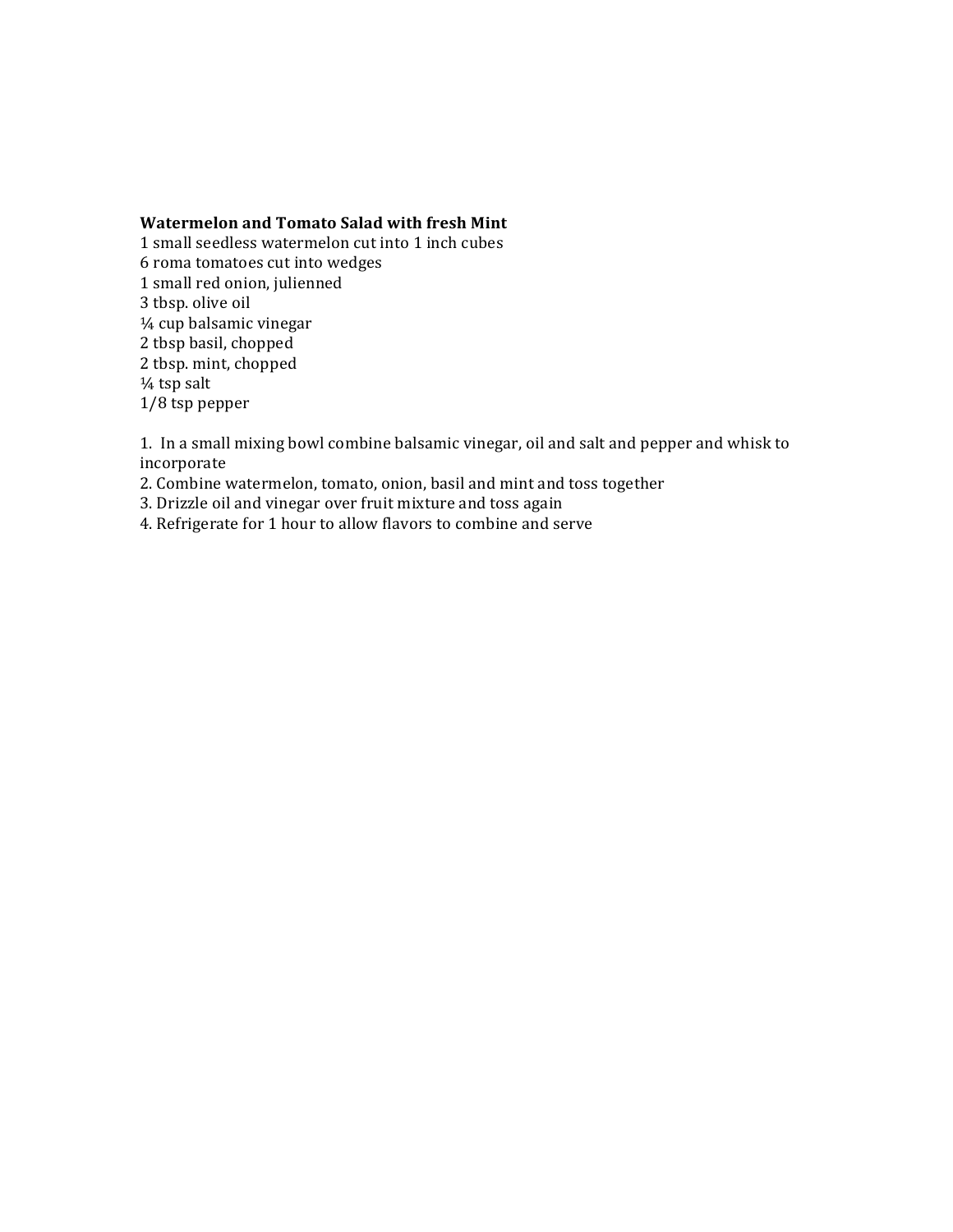**Watermelon and Tomato Salad with fresh Mint**

1 small seedless watermelon cut into 1 inch cubes
6 roma tomatoes cut into wedges
1 small red onion, julienned
3 tbsp. olive oil
¼ cup balsamic vinegar
2 tbsp basil, chopped
2 tbsp. mint, chopped
¼ tsp salt
1/8 tsp pepper

1. In a small mixing bowl combine balsamic vinegar, oil and salt and pepper and whisk to incorporate
2. Combine watermelon, tomato, onion, basil and mint and toss together
3. Drizzle oil and vinegar over fruit mixture and toss again
4. Refrigerate for 1 hour to allow flavors to combine and serve